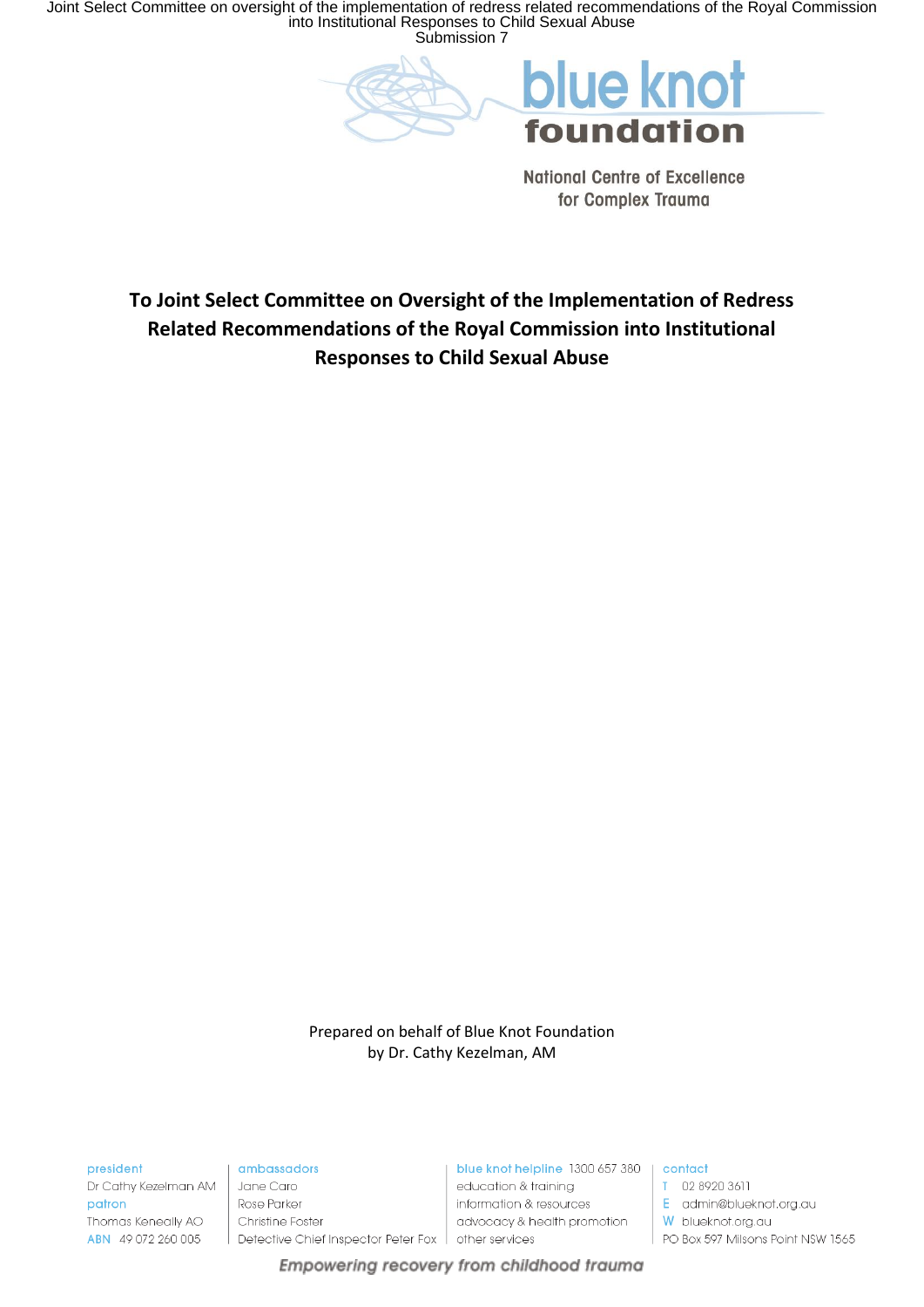Joint Select Committee on oversight of the implementation of redress related recommendations of the Royal Commission into Institutional Responses to Child Sexual Abuse
Submission 7

**blue knot foundation**

National Centre of Excellence for Complex Trauma

# To Joint Select Committee on Oversight of the Implementation of Redress Related Recommendations of the Royal Commission into Institutional Responses to Child Sexual Abuse

Prepared on behalf of Blue Knot Foundation
by Dr. Cathy Kezelman, AM

president
Dr Cathy Kezelman AM
patron
Thomas Keneally AO
ABN 49 072 260 005

ambassadors
Jane Caro
Rose Parker
Christine Foster
Detective Chief Inspector Peter Fox

blue knot helpline 1300 657 380
education & training
information & resources
advocacy & health promotion
other services

contact
T 02 8920 3611
E admin@blueknot.org.au
W blueknot.org.au
PO Box 597 Milsons Point NSW 1565

*Empowering recovery from childhood trauma*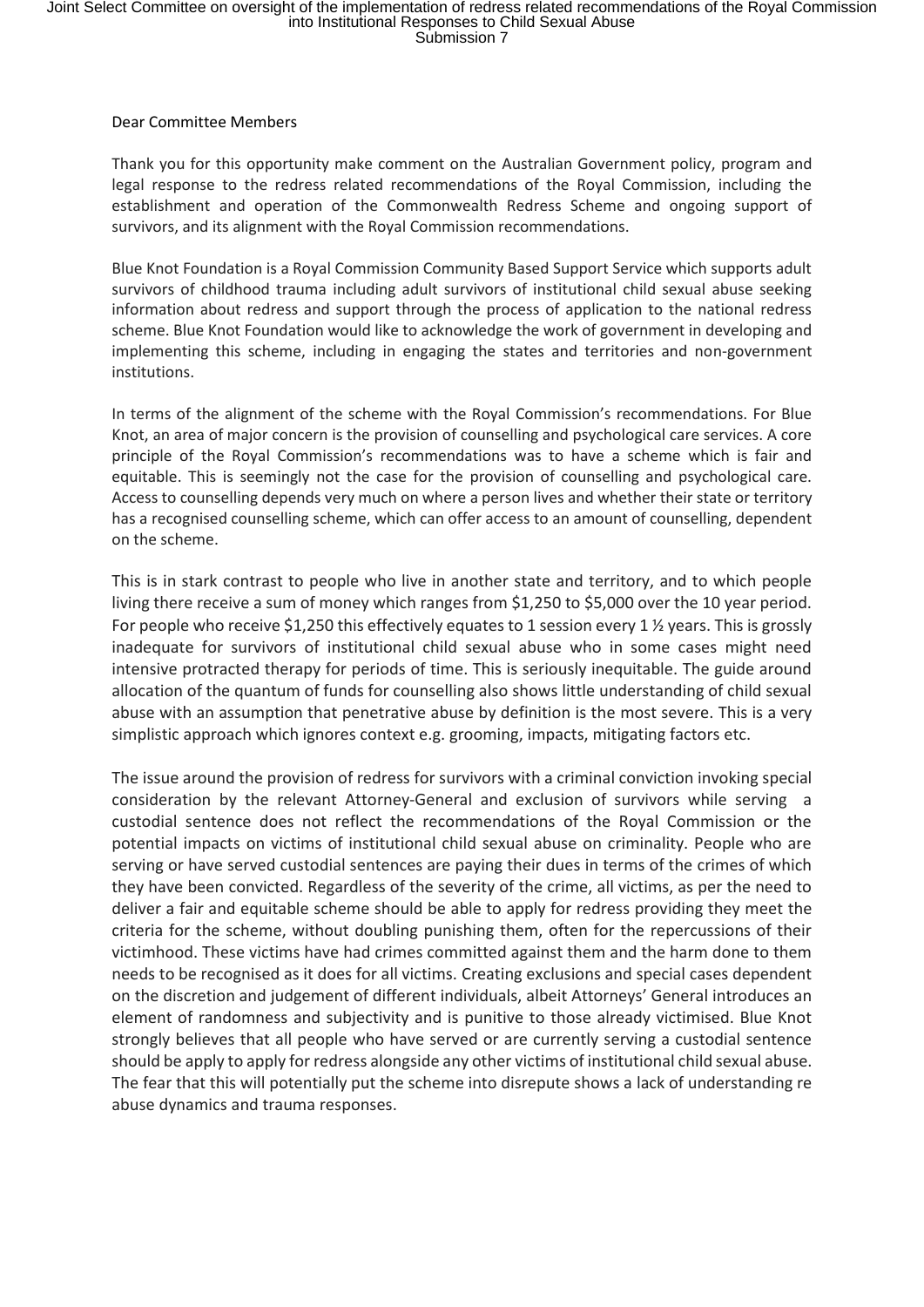Dear Committee Members

Thank you for this opportunity make comment on the Australian Government policy, program and legal response to the redress related recommendations of the Royal Commission, including the establishment and operation of the Commonwealth Redress Scheme and ongoing support of survivors, and its alignment with the Royal Commission recommendations.

Blue Knot Foundation is a Royal Commission Community Based Support Service which supports adult survivors of childhood trauma including adult survivors of institutional child sexual abuse seeking information about redress and support through the process of application to the national redress scheme. Blue Knot Foundation would like to acknowledge the work of government in developing and implementing this scheme, including in engaging the states and territories and non-government institutions.

In terms of the alignment of the scheme with the Royal Commission's recommendations. For Blue Knot, an area of major concern is the provision of counselling and psychological care services. A core principle of the Royal Commission's recommendations was to have a scheme which is fair and equitable. This is seemingly not the case for the provision of counselling and psychological care. Access to counselling depends very much on where a person lives and whether their state or territory has a recognised counselling scheme, which can offer access to an amount of counselling, dependent on the scheme.

This is in stark contrast to people who live in another state and territory, and to which people living there receive a sum of money which ranges from $1,250 to $5,000 over the 10 year period. For people who receive $1,250 this effectively equates to 1 session every 1 ½ years. This is grossly inadequate for survivors of institutional child sexual abuse who in some cases might need intensive protracted therapy for periods of time. This is seriously inequitable. The guide around allocation of the quantum of funds for counselling also shows little understanding of child sexual abuse with an assumption that penetrative abuse by definition is the most severe. This is a very simplistic approach which ignores context e.g. grooming, impacts, mitigating factors etc.

The issue around the provision of redress for survivors with a criminal conviction invoking special consideration by the relevant Attorney-General and exclusion of survivors while serving a custodial sentence does not reflect the recommendations of the Royal Commission or the potential impacts on victims of institutional child sexual abuse on criminality. People who are serving or have served custodial sentences are paying their dues in terms of the crimes of which they have been convicted. Regardless of the severity of the crime, all victims, as per the need to deliver a fair and equitable scheme should be able to apply for redress providing they meet the criteria for the scheme, without doubling punishing them, often for the repercussions of their victimhood. These victims have had crimes committed against them and the harm done to them needs to be recognised as it does for all victims. Creating exclusions and special cases dependent on the discretion and judgement of different individuals, albeit Attorneys' General introduces an element of randomness and subjectivity and is punitive to those already victimised. Blue Knot strongly believes that all people who have served or are currently serving a custodial sentence should be apply to apply for redress alongside any other victims of institutional child sexual abuse. The fear that this will potentially put the scheme into disrepute shows a lack of understanding re abuse dynamics and trauma responses.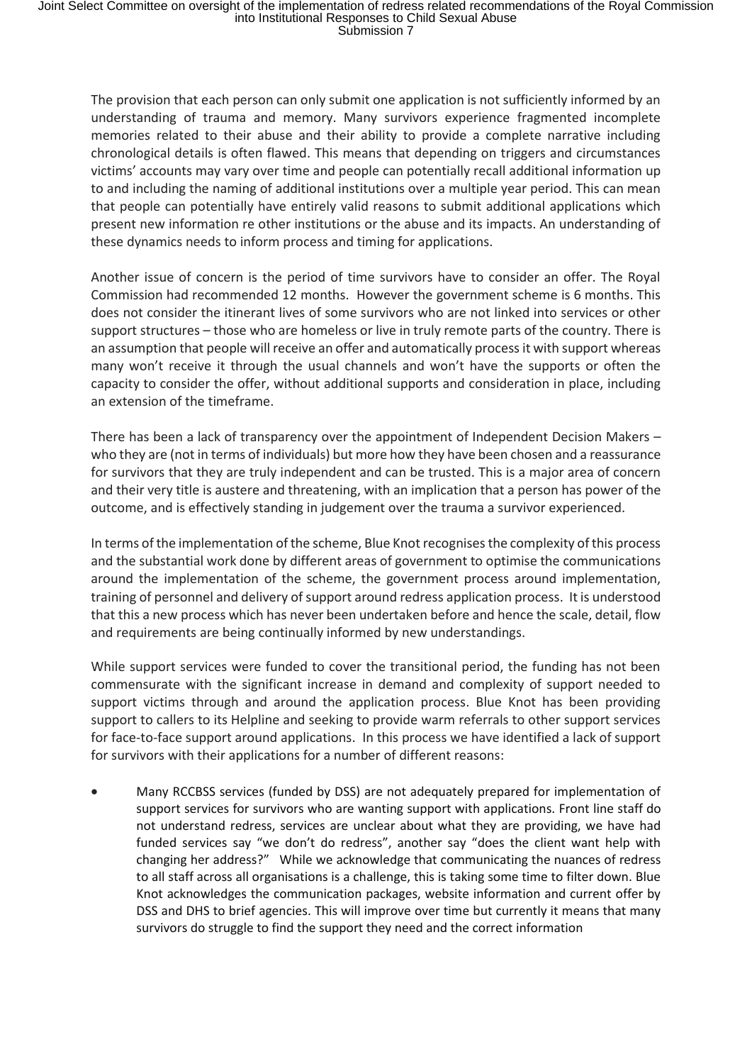The provision that each person can only submit one application is not sufficiently informed by an understanding of trauma and memory. Many survivors experience fragmented incomplete memories related to their abuse and their ability to provide a complete narrative including chronological details is often flawed. This means that depending on triggers and circumstances victims' accounts may vary over time and people can potentially recall additional information up to and including the naming of additional institutions over a multiple year period. This can mean that people can potentially have entirely valid reasons to submit additional applications which present new information re other institutions or the abuse and its impacts. An understanding of these dynamics needs to inform process and timing for applications.

Another issue of concern is the period of time survivors have to consider an offer. The Royal Commission had recommended 12 months. However the government scheme is 6 months. This does not consider the itinerant lives of some survivors who are not linked into services or other support structures – those who are homeless or live in truly remote parts of the country. There is an assumption that people will receive an offer and automatically process it with support whereas many won't receive it through the usual channels and won't have the supports or often the capacity to consider the offer, without additional supports and consideration in place, including an extension of the timeframe.

There has been a lack of transparency over the appointment of Independent Decision Makers – who they are (not in terms of individuals) but more how they have been chosen and a reassurance for survivors that they are truly independent and can be trusted. This is a major area of concern and their very title is austere and threatening, with an implication that a person has power of the outcome, and is effectively standing in judgement over the trauma a survivor experienced.

In terms of the implementation of the scheme, Blue Knot recognises the complexity of this process and the substantial work done by different areas of government to optimise the communications around the implementation of the scheme, the government process around implementation, training of personnel and delivery of support around redress application process. It is understood that this a new process which has never been undertaken before and hence the scale, detail, flow and requirements are being continually informed by new understandings.

While support services were funded to cover the transitional period, the funding has not been commensurate with the significant increase in demand and complexity of support needed to support victims through and around the application process. Blue Knot has been providing support to callers to its Helpline and seeking to provide warm referrals to other support services for face-to-face support around applications. In this process we have identified a lack of support for survivors with their applications for a number of different reasons:

- Many RCCBSS services (funded by DSS) are not adequately prepared for implementation of support services for survivors who are wanting support with applications. Front line staff do not understand redress, services are unclear about what they are providing, we have had funded services say "we don't do redress", another say "does the client want help with changing her address?" While we acknowledge that communicating the nuances of redress to all staff across all organisations is a challenge, this is taking some time to filter down. Blue Knot acknowledges the communication packages, website information and current offer by DSS and DHS to brief agencies. This will improve over time but currently it means that many survivors do struggle to find the support they need and the correct information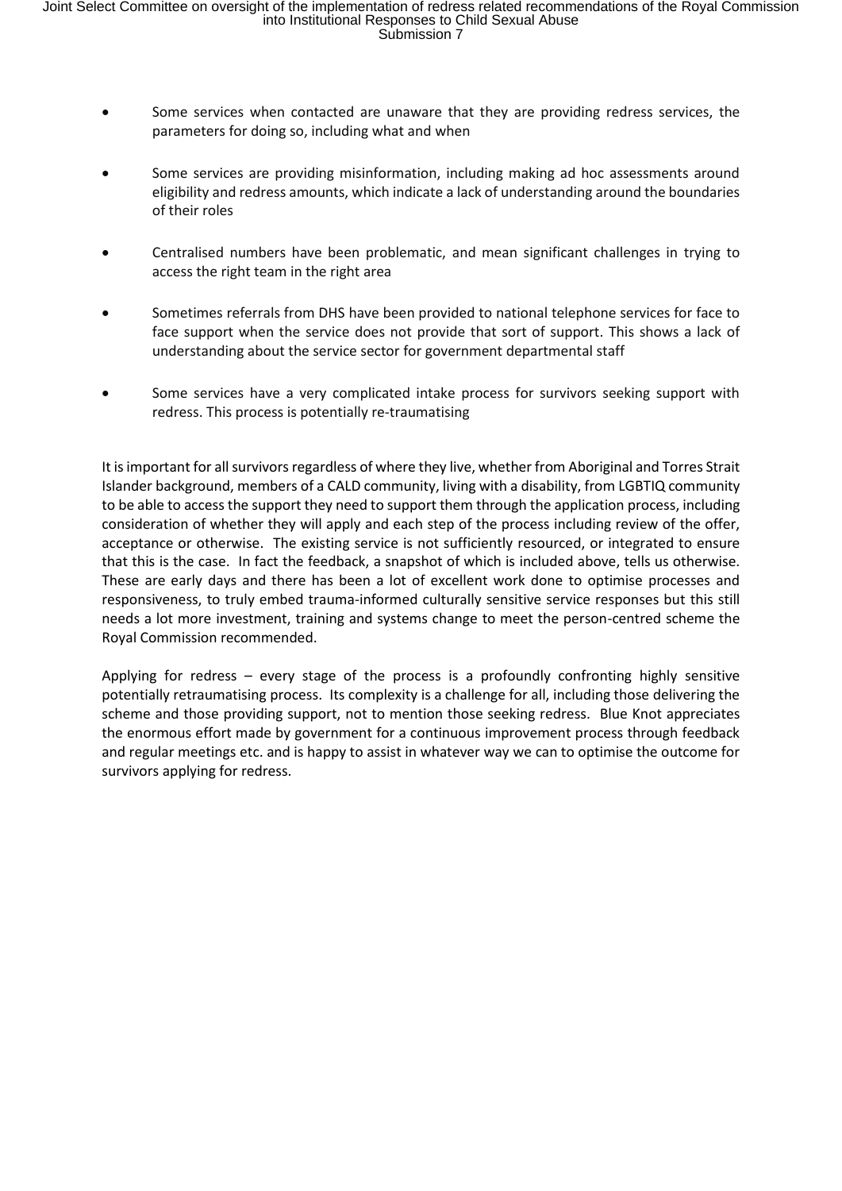- Some services when contacted are unaware that they are providing redress services, the parameters for doing so, including what and when

- Some services are providing misinformation, including making ad hoc assessments around eligibility and redress amounts, which indicate a lack of understanding around the boundaries of their roles

- Centralised numbers have been problematic, and mean significant challenges in trying to access the right team in the right area

- Sometimes referrals from DHS have been provided to national telephone services for face to face support when the service does not provide that sort of support. This shows a lack of understanding about the service sector for government departmental staff

- Some services have a very complicated intake process for survivors seeking support with redress. This process is potentially re-traumatising

It is important for all survivors regardless of where they live, whether from Aboriginal and Torres Strait Islander background, members of a CALD community, living with a disability, from LGBTIQ community to be able to access the support they need to support them through the application process, including consideration of whether they will apply and each step of the process including review of the offer, acceptance or otherwise. The existing service is not sufficiently resourced, or integrated to ensure that this is the case. In fact the feedback, a snapshot of which is included above, tells us otherwise. These are early days and there has been a lot of excellent work done to optimise processes and responsiveness, to truly embed trauma-informed culturally sensitive service responses but this still needs a lot more investment, training and systems change to meet the person-centred scheme the Royal Commission recommended.

Applying for redress – every stage of the process is a profoundly confronting highly sensitive potentially retraumatising process. Its complexity is a challenge for all, including those delivering the scheme and those providing support, not to mention those seeking redress. Blue Knot appreciates the enormous effort made by government for a continuous improvement process through feedback and regular meetings etc. and is happy to assist in whatever way we can to optimise the outcome for survivors applying for redress.